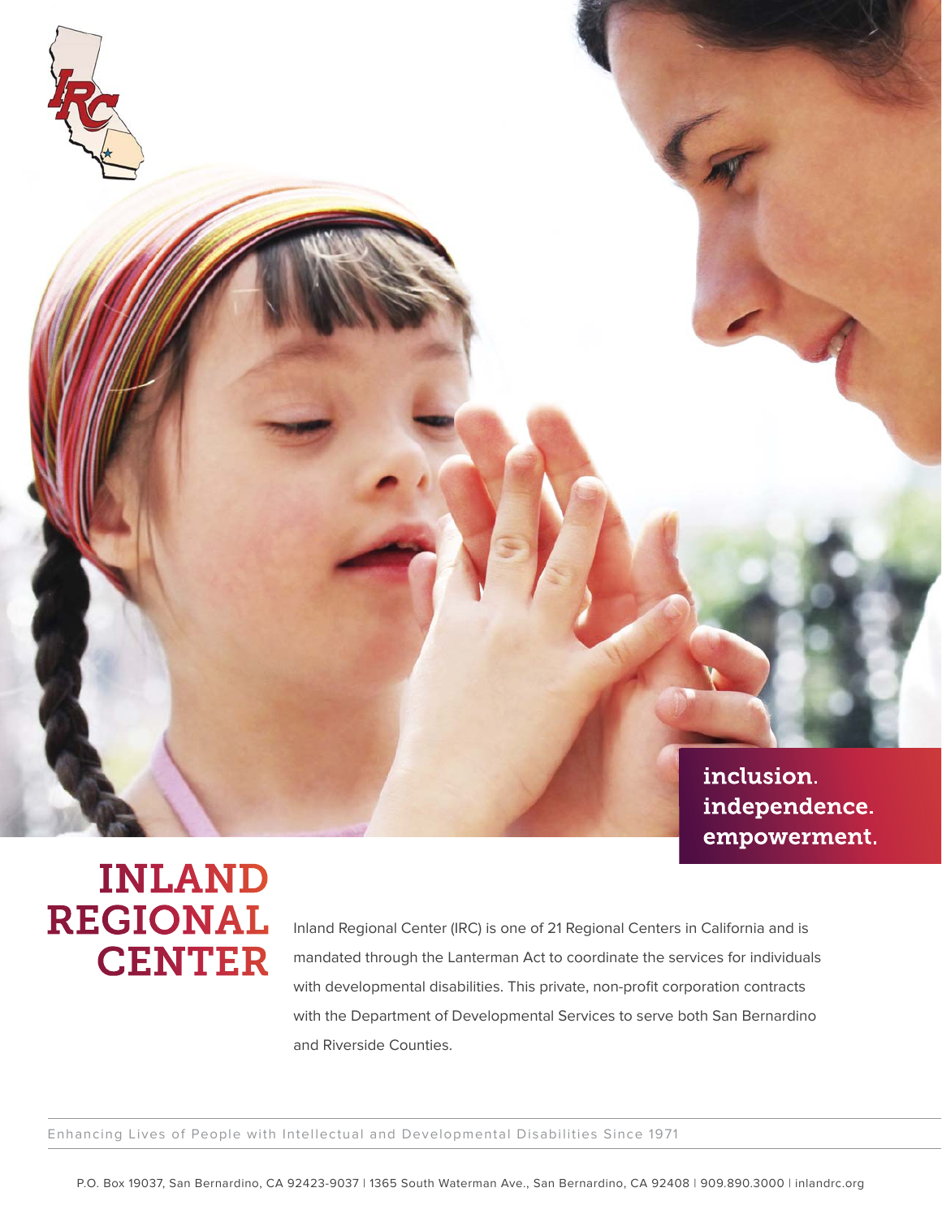inclusion.
independence.
empowerment.

# INLAND REGIONAL CENTER

Inland Regional Center (IRC) is one of 21 Regional Centers in California and is mandated through the Lanterman Act to coordinate the services for individuals with developmental disabilities. This private, non-profit corporation contracts with the Department of Developmental Services to serve both San Bernardino and Riverside Counties.

Enhancing Lives of People with Intellectual and Developmental Disabilities Since 1971

P.O. Box 19037, San Bernardino, CA 92423-9037 | 1365 South Waterman Ave., San Bernardino, CA 92408 | 909.890.3000 | inlandrc.org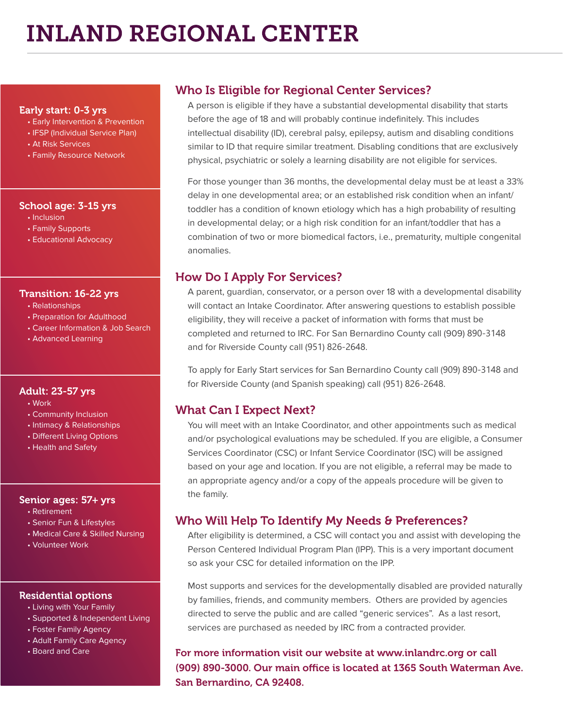# INLAND REGIONAL CENTER

### Early start: 0-3 yrs

- Early Intervention & Prevention
- IFSP (Individual Service Plan)
- At Risk Services
- Family Resource Network

### School age: 3-15 yrs

- Inclusion
- Family Supports
- Educational Advocacy

### Transition: 16-22 yrs

- Relationships
- Preparation for Adulthood
- Career Information & Job Search
- Advanced Learning

### Adult: 23-57 yrs

- Work
- Community Inclusion
- Intimacy & Relationships
- Different Living Options
- Health and Safety

### Senior ages: 57+ yrs

- Retirement
- Senior Fun & Lifestyles
- Medical Care & Skilled Nursing
- Volunteer Work

### Residential options

- Living with Your Family
- Supported & Independent Living
- Foster Family Agency
- Adult Family Care Agency
- Board and Care

## Who Is Eligible for Regional Center Services?

A person is eligible if they have a substantial developmental disability that starts before the age of 18 and will probably continue indefinitely. This includes intellectual disability (ID), cerebral palsy, epilepsy, autism and disabling conditions similar to ID that require similar treatment. Disabling conditions that are exclusively physical, psychiatric or solely a learning disability are not eligible for services.

For those younger than 36 months, the developmental delay must be at least a 33% delay in one developmental area; or an established risk condition when an infant/toddler has a condition of known etiology which has a high probability of resulting in developmental delay; or a high risk condition for an infant/toddler that has a combination of two or more biomedical factors, i.e., prematurity, multiple congenital anomalies.

## How Do I Apply For Services?

A parent, guardian, conservator, or a person over 18 with a developmental disability will contact an Intake Coordinator. After answering questions to establish possible eligibility, they will receive a packet of information with forms that must be completed and returned to IRC. For San Bernardino County call (909) 890-3148 and for Riverside County call (951) 826-2648.

To apply for Early Start services for San Bernardino County call (909) 890-3148 and for Riverside County (and Spanish speaking) call (951) 826-2648.

## What Can I Expect Next?

You will meet with an Intake Coordinator, and other appointments such as medical and/or psychological evaluations may be scheduled. If you are eligible, a Consumer Services Coordinator (CSC) or Infant Service Coordinator (ISC) will be assigned based on your age and location. If you are not eligible, a referral may be made to an appropriate agency and/or a copy of the appeals procedure will be given to the family.

## Who Will Help To Identify My Needs & Preferences?

After eligibility is determined, a CSC will contact you and assist with developing the Person Centered Individual Program Plan (IPP). This is a very important document so ask your CSC for detailed information on the IPP.

Most supports and services for the developmentally disabled are provided naturally by families, friends, and community members. Others are provided by agencies directed to serve the public and are called "generic services". As a last resort, services are purchased as needed by IRC from a contracted provider.

**For more information visit our website at www.inlandrc.org or call (909) 890-3000. Our main office is located at 1365 South Waterman Ave. San Bernardino, CA 92408.**